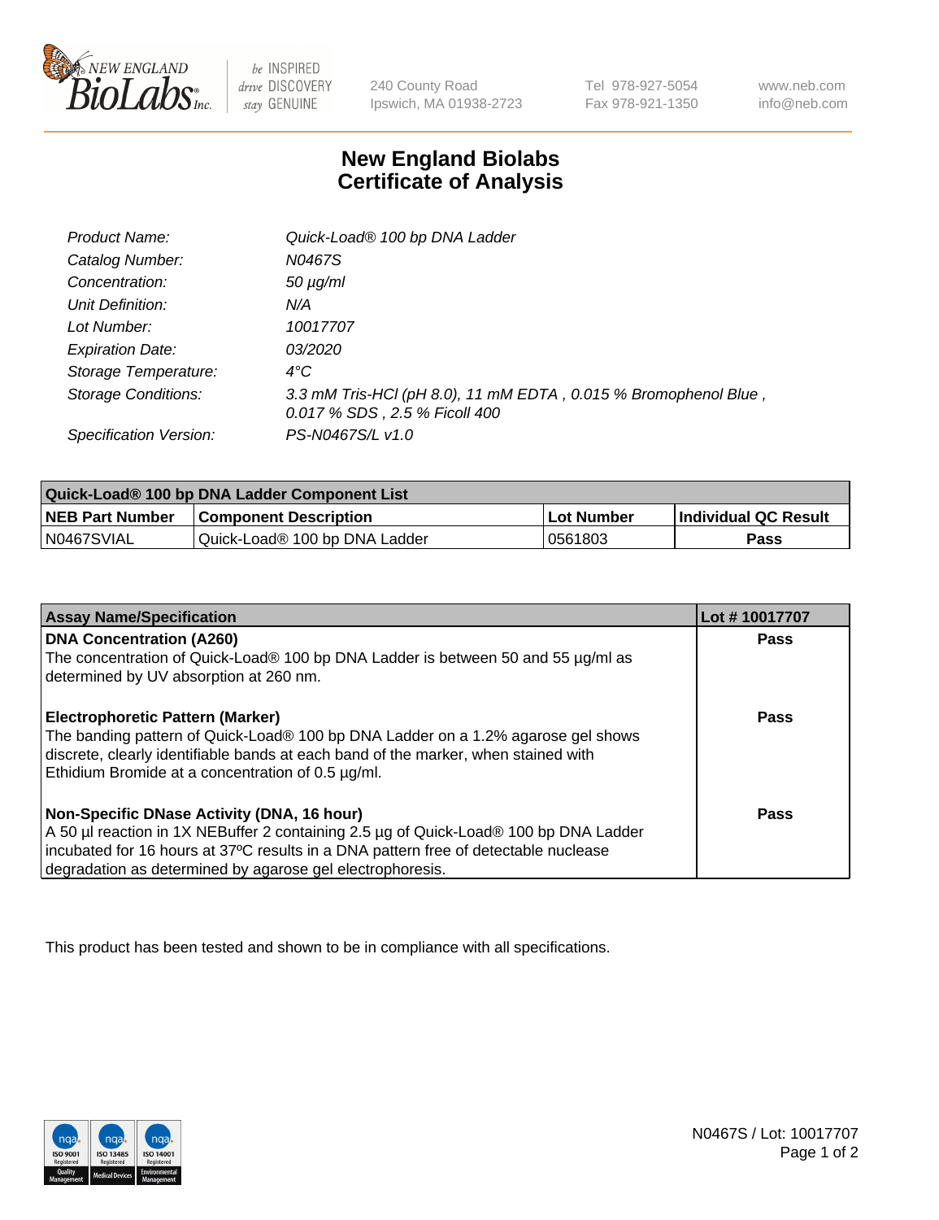New England BioLabs Inc. — be INSPIRED drive DISCOVERY stay GENUINE

240 County Road
Ipswich, MA 01938-2723

Tel 978-927-5054
Fax 978-921-1350

www.neb.com
info@neb.com

# New England Biolabs Certificate of Analysis

| | |
|---|---|
| *Product Name:* | *Quick-Load® 100 bp DNA Ladder* |
| *Catalog Number:* | *N0467S* |
| *Concentration:* | *50 µg/ml* |
| *Unit Definition:* | *N/A* |
| *Lot Number:* | *10017707* |
| *Expiration Date:* | *03/2020* |
| *Storage Temperature:* | *4°C* |
| *Storage Conditions:* | *3.3 mM Tris-HCl (pH 8.0), 11 mM EDTA , 0.015 % Bromophenol Blue , 0.017 % SDS , 2.5 % Ficoll 400* |
| *Specification Version:* | *PS-N0467S/L v1.0* |

| Quick-Load® 100 bp DNA Ladder Component List | | | |
|---|---|---|---|
| **NEB Part Number** | **Component Description** | **Lot Number** | **Individual QC Result** |
| N0467SVIAL | Quick-Load® 100 bp DNA Ladder | 0561803 | **Pass** |

| Assay Name/Specification | Lot # 10017707 |
|---|---|
| **DNA Concentration (A260)**<br>The concentration of Quick-Load® 100 bp DNA Ladder is between 50 and 55 µg/ml as determined by UV absorption at 260 nm. | **Pass** |
| **Electrophoretic Pattern (Marker)**<br>The banding pattern of Quick-Load® 100 bp DNA Ladder on a 1.2% agarose gel shows discrete, clearly identifiable bands at each band of the marker, when stained with Ethidium Bromide at a concentration of 0.5 µg/ml. | **Pass** |
| **Non-Specific DNase Activity (DNA, 16 hour)**<br>A 50 µl reaction in 1X NEBuffer 2 containing 2.5 µg of Quick-Load® 100 bp DNA Ladder incubated for 16 hours at 37ºC results in a DNA pattern free of detectable nuclease degradation as determined by agarose gel electrophoresis. | **Pass** |

This product has been tested and shown to be in compliance with all specifications.

N0467S / Lot: 10017707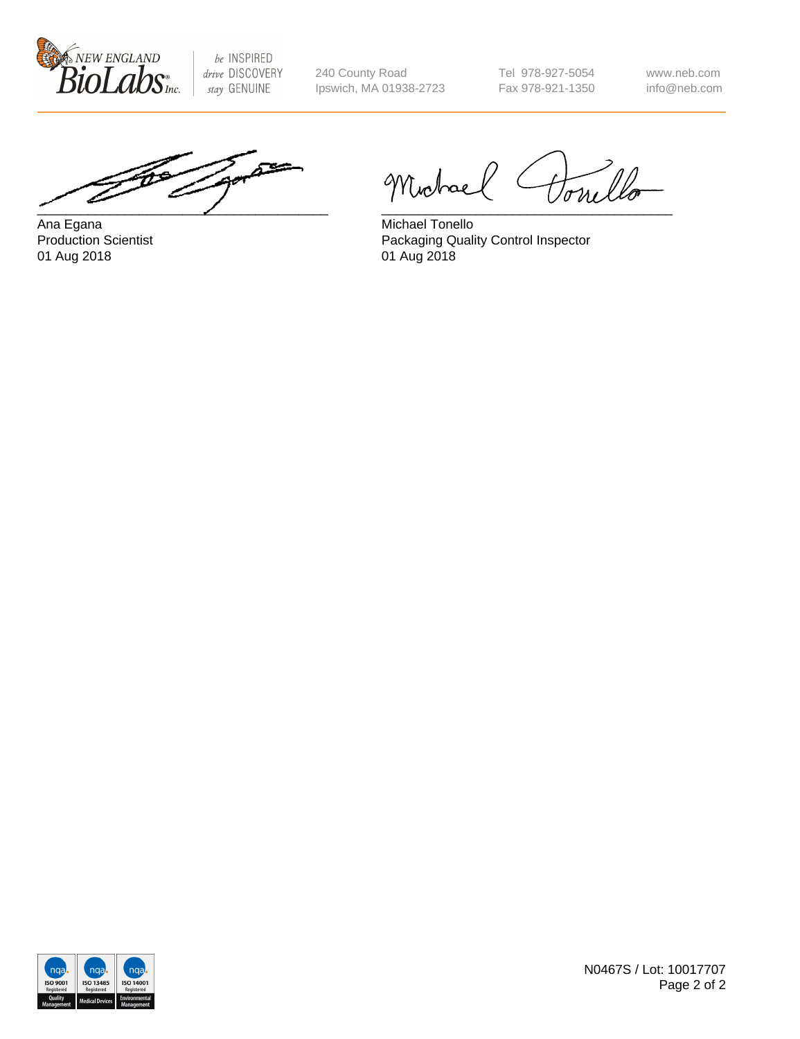Ana Egana
Production Scientist
01 Aug 2018

Michael Tonello
Packaging Quality Control Inspector
01 Aug 2018

N0467S / Lot: 10017707